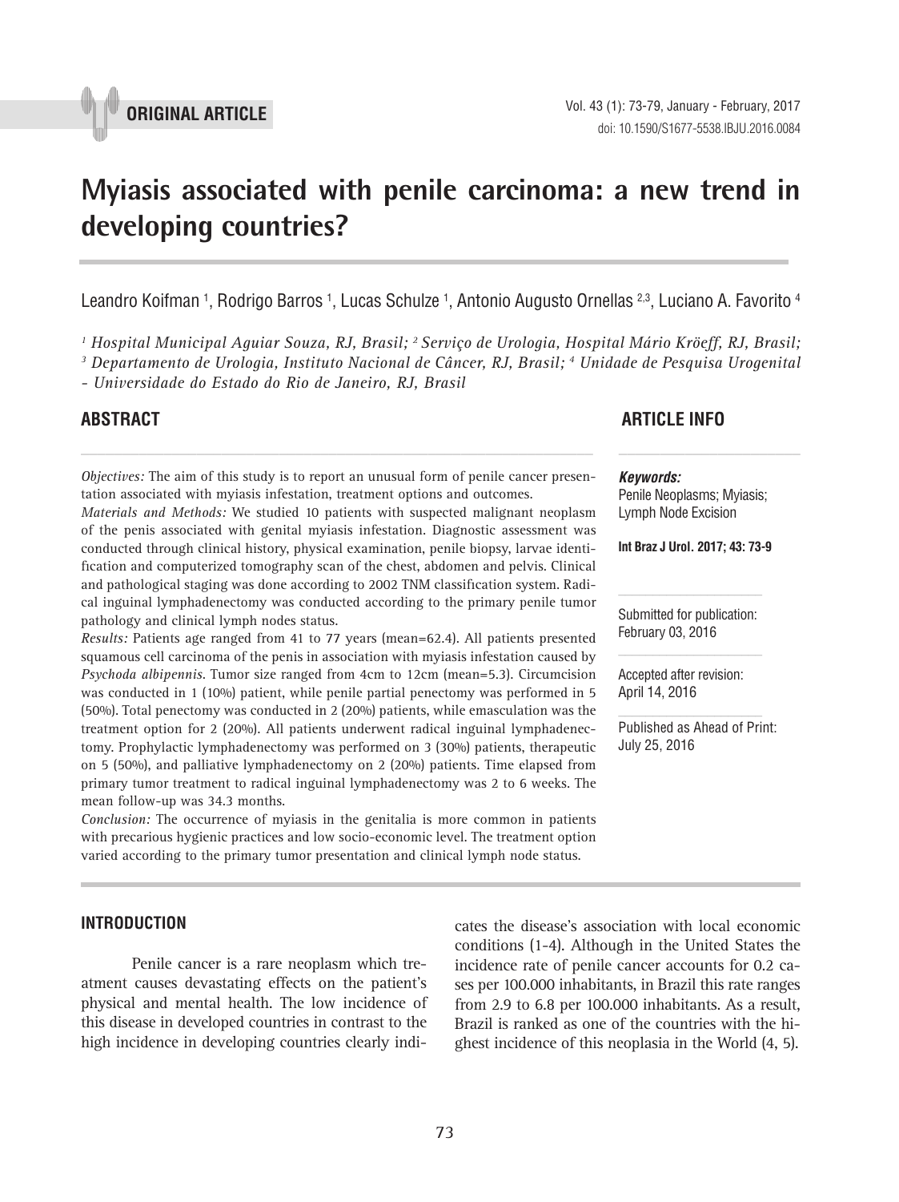**ORIGINAL ARTICLE**

# Myiasis associated with penile carcinoma: a new trend in developing countries?

Leandro Koifman [1], Rodrigo Barros [1], Lucas Schulze [1], Antonio Augusto Ornellas [2,3], Luciano A. Favorito [4]

*[1] Hospital Municipal Aguiar Souza, RJ, Brasil; [2] Serviço de Urologia, Hospital Mário Kröeff, RJ, Brasil; [3] Departamento de Urologia, Instituto Nacional de Câncer, RJ, Brasil; [4] Unidade de Pesquisa Urogenital - Universidade do Estado do Rio de Janeiro, RJ, Brasil*

## ABSTRACT

*Objectives:* The aim of this study is to report an unusual form of penile cancer presentation associated with myiasis infestation, treatment options and outcomes.

*Materials and Methods:* We studied 10 patients with suspected malignant neoplasm of the penis associated with genital myiasis infestation. Diagnostic assessment was conducted through clinical history, physical examination, penile biopsy, larvae identification and computerized tomography scan of the chest, abdomen and pelvis. Clinical and pathological staging was done according to 2002 TNM classification system. Radical inguinal lymphadenectomy was conducted according to the primary penile tumor pathology and clinical lymph nodes status.

*Results:* Patients age ranged from 41 to 77 years (mean=62.4). All patients presented squamous cell carcinoma of the penis in association with myiasis infestation caused by *Psychoda albipennis*. Tumor size ranged from 4cm to 12cm (mean=5.3). Circumcision was conducted in 1 (10%) patient, while penile partial penectomy was performed in 5 (50%). Total penectomy was conducted in 2 (20%) patients, while emasculation was the treatment option for 2 (20%). All patients underwent radical inguinal lymphadenectomy. Prophylactic lymphadenectomy was performed on 3 (30%) patients, therapeutic on 5 (50%), and palliative lymphadenectomy on 2 (20%) patients. Time elapsed from primary tumor treatment to radical inguinal lymphadenectomy was 2 to 6 weeks. The mean follow-up was 34.3 months.

*Conclusion:* The occurrence of myiasis in the genitalia is more common in patients with precarious hygienic practices and low socio-economic level. The treatment option varied according to the primary tumor presentation and clinical lymph node status.

## ARTICLE INFO

***Keywords:***
Penile Neoplasms; Myiasis; Lymph Node Excision

**Int Braz J Urol. 2017; 43: 73-9**

Submitted for publication:
February 03, 2016

Accepted after revision:
April 14, 2016

Published as Ahead of Print:
July 25, 2016

## INTRODUCTION

Penile cancer is a rare neoplasm which treatment causes devastating effects on the patient's physical and mental health. The low incidence of this disease in developed countries in contrast to the high incidence in developing countries clearly indicates the disease's association with local economic conditions (1-4). Although in the United States the incidence rate of penile cancer accounts for 0.2 cases per 100.000 inhabitants, in Brazil this rate ranges from 2.9 to 6.8 per 100.000 inhabitants. As a result, Brazil is ranked as one of the countries with the highest incidence of this neoplasia in the World (4, 5).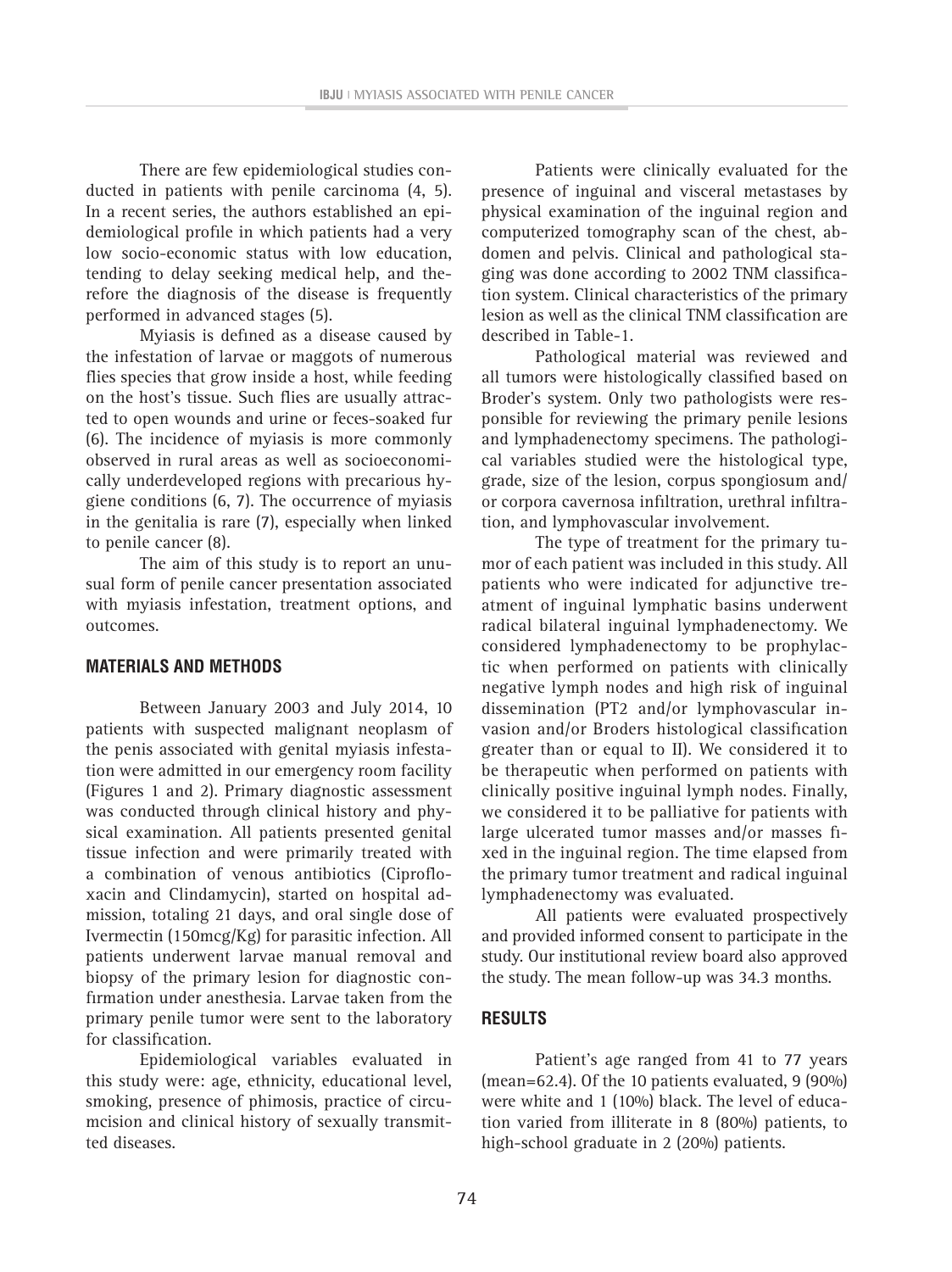There are few epidemiological studies conducted in patients with penile carcinoma (4, 5). In a recent series, the authors established an epidemiological profile in which patients had a very low socio-economic status with low education, tending to delay seeking medical help, and therefore the diagnosis of the disease is frequently performed in advanced stages (5).

Myiasis is defined as a disease caused by the infestation of larvae or maggots of numerous flies species that grow inside a host, while feeding on the host's tissue. Such flies are usually attracted to open wounds and urine or feces-soaked fur (6). The incidence of myiasis is more commonly observed in rural areas as well as socioeconomically underdeveloped regions with precarious hygiene conditions (6, 7). The occurrence of myiasis in the genitalia is rare (7), especially when linked to penile cancer (8).

The aim of this study is to report an unusual form of penile cancer presentation associated with myiasis infestation, treatment options, and outcomes.

## MATERIALS AND METHODS

Between January 2003 and July 2014, 10 patients with suspected malignant neoplasm of the penis associated with genital myiasis infestation were admitted in our emergency room facility (Figures 1 and 2). Primary diagnostic assessment was conducted through clinical history and physical examination. All patients presented genital tissue infection and were primarily treated with a combination of venous antibiotics (Ciprofloxacin and Clindamycin), started on hospital admission, totaling 21 days, and oral single dose of Ivermectin (150mcg/Kg) for parasitic infection. All patients underwent larvae manual removal and biopsy of the primary lesion for diagnostic confirmation under anesthesia. Larvae taken from the primary penile tumor were sent to the laboratory for classification.

Epidemiological variables evaluated in this study were: age, ethnicity, educational level, smoking, presence of phimosis, practice of circumcision and clinical history of sexually transmitted diseases.

Patients were clinically evaluated for the presence of inguinal and visceral metastases by physical examination of the inguinal region and computerized tomography scan of the chest, abdomen and pelvis. Clinical and pathological staging was done according to 2002 TNM classification system. Clinical characteristics of the primary lesion as well as the clinical TNM classification are described in Table-1.

Pathological material was reviewed and all tumors were histologically classified based on Broder's system. Only two pathologists were responsible for reviewing the primary penile lesions and lymphadenectomy specimens. The pathological variables studied were the histological type, grade, size of the lesion, corpus spongiosum and/or corpora cavernosa infiltration, urethral infiltration, and lymphovascular involvement.

The type of treatment for the primary tumor of each patient was included in this study. All patients who were indicated for adjunctive treatment of inguinal lymphatic basins underwent radical bilateral inguinal lymphadenectomy. We considered lymphadenectomy to be prophylactic when performed on patients with clinically negative lymph nodes and high risk of inguinal dissemination (PT2 and/or lymphovascular invasion and/or Broders histological classification greater than or equal to II). We considered it to be therapeutic when performed on patients with clinically positive inguinal lymph nodes. Finally, we considered it to be palliative for patients with large ulcerated tumor masses and/or masses fixed in the inguinal region. The time elapsed from the primary tumor treatment and radical inguinal lymphadenectomy was evaluated.

All patients were evaluated prospectively and provided informed consent to participate in the study. Our institutional review board also approved the study. The mean follow-up was 34.3 months.

## RESULTS

Patient's age ranged from 41 to 77 years (mean=62.4). Of the 10 patients evaluated, 9 (90%) were white and 1 (10%) black. The level of education varied from illiterate in 8 (80%) patients, to high-school graduate in 2 (20%) patients.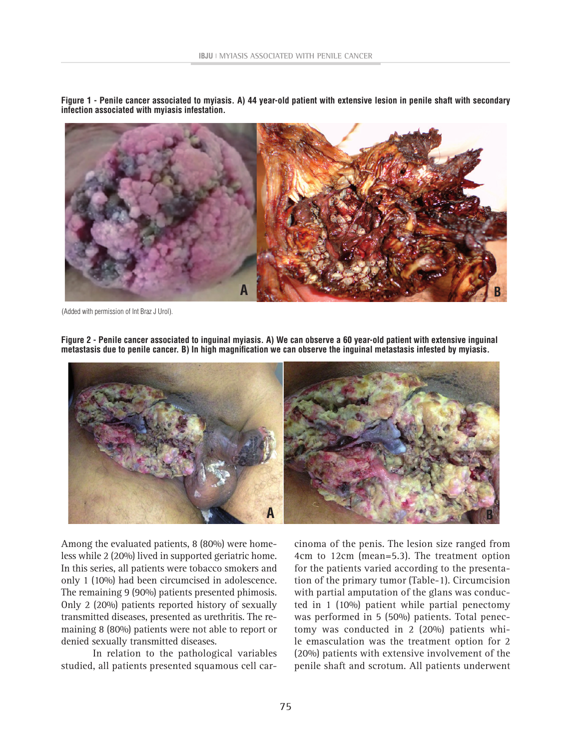**Figure 1 - Penile cancer associated to myiasis. A) 44 year-old patient with extensive lesion in penile shaft with secondary infection associated with myiasis infestation.**

(Added with permission of Int Braz J Urol).

**Figure 2 - Penile cancer associated to inguinal myiasis. A) We can observe a 60 year-old patient with extensive inguinal metastasis due to penile cancer. B) In high magnification we can observe the inguinal metastasis infested by myiasis.**

Among the evaluated patients, 8 (80%) were homeless while 2 (20%) lived in supported geriatric home. In this series, all patients were tobacco smokers and only 1 (10%) had been circumcised in adolescence. The remaining 9 (90%) patients presented phimosis. Only 2 (20%) patients reported history of sexually transmitted diseases, presented as urethritis. The remaining 8 (80%) patients were not able to report or denied sexually transmitted diseases.

In relation to the pathological variables studied, all patients presented squamous cell carcinoma of the penis. The lesion size ranged from 4cm to 12cm (mean=5.3). The treatment option for the patients varied according to the presentation of the primary tumor (Table-1). Circumcision with partial amputation of the glans was conducted in 1 (10%) patient while partial penectomy was performed in 5 (50%) patients. Total penectomy was conducted in 2 (20%) patients while emasculation was the treatment option for 2 (20%) patients with extensive involvement of the penile shaft and scrotum. All patients underwent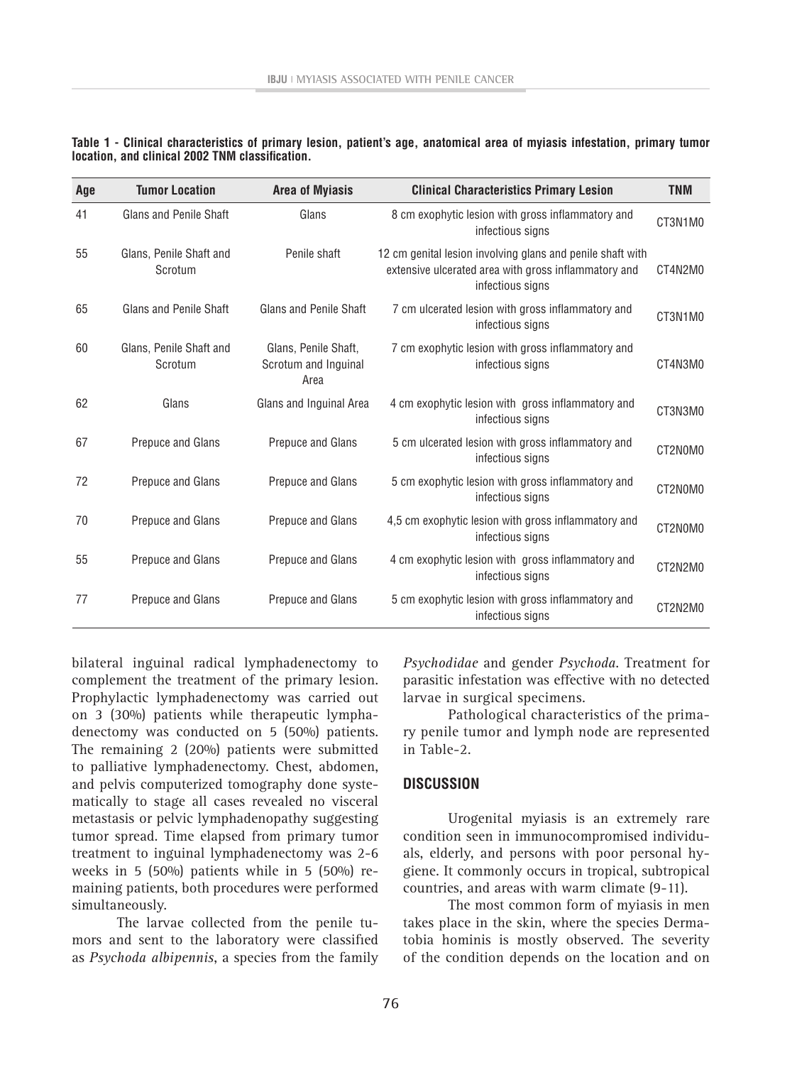**Table 1 - Clinical characteristics of primary lesion, patient's age, anatomical area of myiasis infestation, primary tumor location, and clinical 2002 TNM classification.**

| Age | Tumor Location | Area of Myiasis | Clinical Characteristics Primary Lesion | TNM |
|---|---|---|---|---|
| 41 | Glans and Penile Shaft | Glans | 8 cm exophytic lesion with gross inflammatory and infectious signs | CT3N1M0 |
| 55 | Glans, Penile Shaft and Scrotum | Penile shaft | 12 cm genital lesion involving glans and penile shaft with extensive ulcerated area with gross inflammatory and infectious signs | CT4N2M0 |
| 65 | Glans and Penile Shaft | Glans and Penile Shaft | 7 cm ulcerated lesion with gross inflammatory and infectious signs | CT3N1M0 |
| 60 | Glans, Penile Shaft and Scrotum | Glans, Penile Shaft, Scrotum and Inguinal Area | 7 cm exophytic lesion with gross inflammatory and infectious signs | CT4N3M0 |
| 62 | Glans | Glans and Inguinal Area | 4 cm exophytic lesion with gross inflammatory and infectious signs | CT3N3M0 |
| 67 | Prepuce and Glans | Prepuce and Glans | 5 cm ulcerated lesion with gross inflammatory and infectious signs | CT2N0M0 |
| 72 | Prepuce and Glans | Prepuce and Glans | 5 cm exophytic lesion with gross inflammatory and infectious signs | CT2N0M0 |
| 70 | Prepuce and Glans | Prepuce and Glans | 4,5 cm exophytic lesion with gross inflammatory and infectious signs | CT2N0M0 |
| 55 | Prepuce and Glans | Prepuce and Glans | 4 cm exophytic lesion with gross inflammatory and infectious signs | CT2N2M0 |
| 77 | Prepuce and Glans | Prepuce and Glans | 5 cm exophytic lesion with gross inflammatory and infectious signs | CT2N2M0 |

bilateral inguinal radical lymphadenectomy to complement the treatment of the primary lesion. Prophylactic lymphadenectomy was carried out on 3 (30%) patients while therapeutic lymphadenectomy was conducted on 5 (50%) patients. The remaining 2 (20%) patients were submitted to palliative lymphadenectomy. Chest, abdomen, and pelvis computerized tomography done systematically to stage all cases revealed no visceral metastasis or pelvic lymphadenopathy suggesting tumor spread. Time elapsed from primary tumor treatment to inguinal lymphadenectomy was 2-6 weeks in 5 (50%) patients while in 5 (50%) remaining patients, both procedures were performed simultaneously.

The larvae collected from the penile tumors and sent to the laboratory were classified as *Psychoda albipennis*, a species from the family *Psychodidae* and gender *Psychoda*. Treatment for parasitic infestation was effective with no detected larvae in surgical specimens.

Pathological characteristics of the primary penile tumor and lymph node are represented in Table-2.

## DISCUSSION

Urogenital myiasis is an extremely rare condition seen in immunocompromised individuals, elderly, and persons with poor personal hygiene. It commonly occurs in tropical, subtropical countries, and areas with warm climate (9-11).

The most common form of myiasis in men takes place in the skin, where the species Dermatobia hominis is mostly observed. The severity of the condition depends on the location and on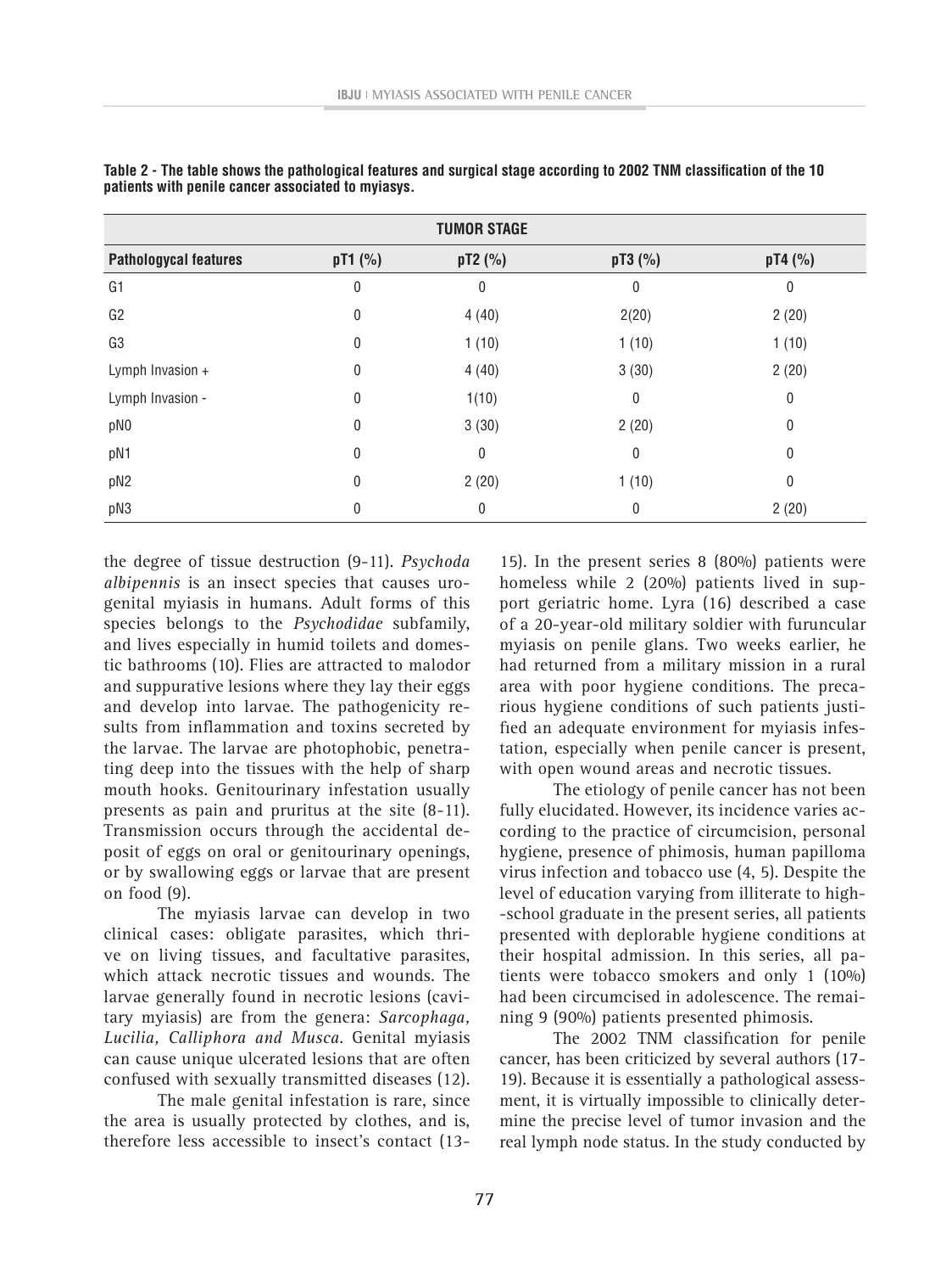**Table 2 - The table shows the pathological features and surgical stage according to 2002 TNM classification of the 10 patients with penile cancer associated to myiasys.**

| | TUMOR STAGE | | | |
|---|---|---|---|---|
| **Pathologycal features** | **pT1 (%)** | **pT2 (%)** | **pT3 (%)** | **pT4 (%)** |
| G1 | 0 | 0 | 0 | 0 |
| G2 | 0 | 4 (40) | 2(20) | 2 (20) |
| G3 | 0 | 1 (10) | 1 (10) | 1 (10) |
| Lymph Invasion + | 0 | 4 (40) | 3 (30) | 2 (20) |
| Lymph Invasion - | 0 | 1(10) | 0 | 0 |
| pN0 | 0 | 3 (30) | 2 (20) | 0 |
| pN1 | 0 | 0 | 0 | 0 |
| pN2 | 0 | 2 (20) | 1 (10) | 0 |
| pN3 | 0 | 0 | 0 | 2 (20) |

the degree of tissue destruction (9-11). *Psychoda albipennis* is an insect species that causes urogenital myiasis in humans. Adult forms of this species belongs to the *Psychodidae* subfamily, and lives especially in humid toilets and domestic bathrooms (10). Flies are attracted to malodor and suppurative lesions where they lay their eggs and develop into larvae. The pathogenicity results from inflammation and toxins secreted by the larvae. The larvae are photophobic, penetrating deep into the tissues with the help of sharp mouth hooks. Genitourinary infestation usually presents as pain and pruritus at the site (8-11). Transmission occurs through the accidental deposit of eggs on oral or genitourinary openings, or by swallowing eggs or larvae that are present on food (9).

The myiasis larvae can develop in two clinical cases: obligate parasites, which thrive on living tissues, and facultative parasites, which attack necrotic tissues and wounds. The larvae generally found in necrotic lesions (cavitary myiasis) are from the genera: *Sarcophaga, Lucilia, Calliphora and Musca*. Genital myiasis can cause unique ulcerated lesions that are often confused with sexually transmitted diseases (12).

The male genital infestation is rare, since the area is usually protected by clothes, and is, therefore less accessible to insect's contact (13-15). In the present series 8 (80%) patients were homeless while 2 (20%) patients lived in support geriatric home. Lyra (16) described a case of a 20-year-old military soldier with furuncular myiasis on penile glans. Two weeks earlier, he had returned from a military mission in a rural area with poor hygiene conditions. The precarious hygiene conditions of such patients justified an adequate environment for myiasis infestation, especially when penile cancer is present, with open wound areas and necrotic tissues.

The etiology of penile cancer has not been fully elucidated. However, its incidence varies according to the practice of circumcision, personal hygiene, presence of phimosis, human papilloma virus infection and tobacco use (4, 5). Despite the level of education varying from illiterate to high-school graduate in the present series, all patients presented with deplorable hygiene conditions at their hospital admission. In this series, all patients were tobacco smokers and only 1 (10%) had been circumcised in adolescence. The remaining 9 (90%) patients presented phimosis.

The 2002 TNM classification for penile cancer, has been criticized by several authors (17-19). Because it is essentially a pathological assessment, it is virtually impossible to clinically determine the precise level of tumor invasion and the real lymph node status. In the study conducted by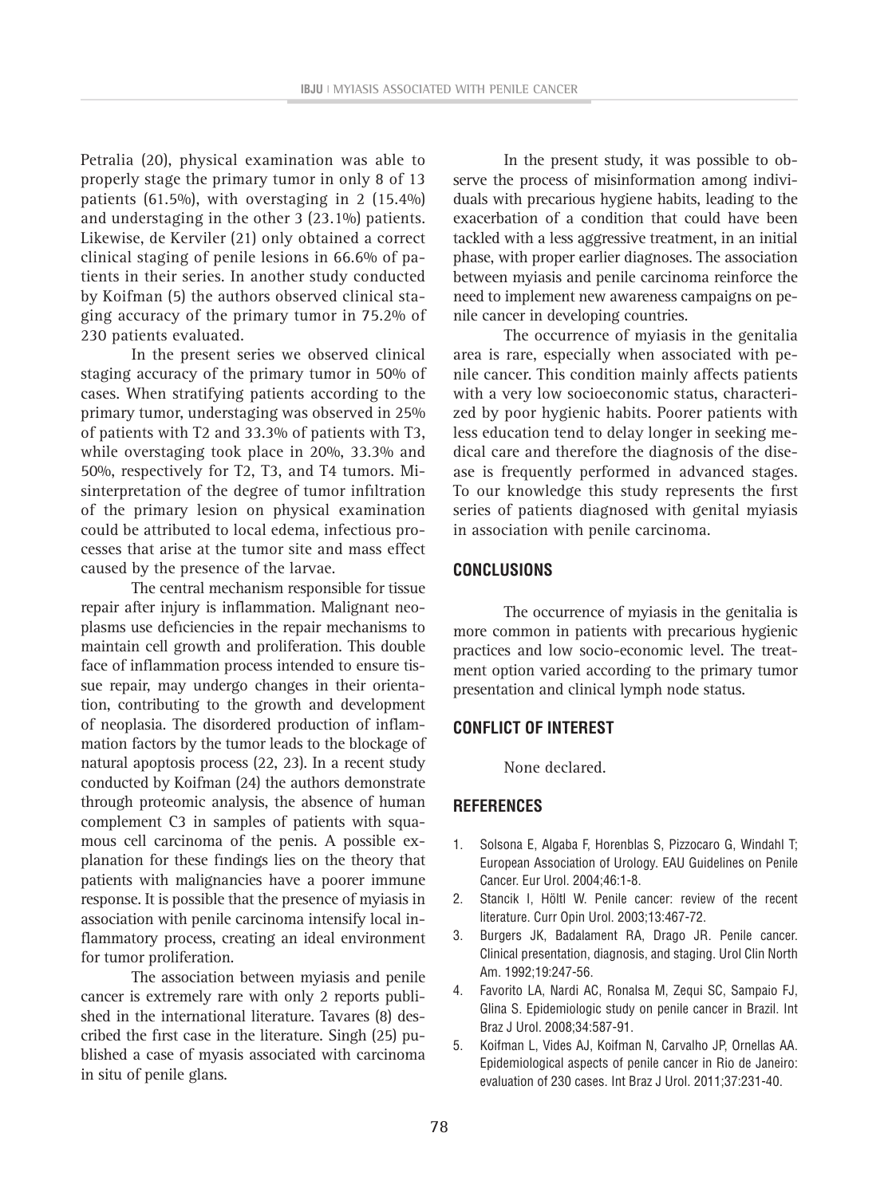Petralia (20), physical examination was able to properly stage the primary tumor in only 8 of 13 patients (61.5%), with overstaging in 2 (15.4%) and understaging in the other 3 (23.1%) patients. Likewise, de Kerviler (21) only obtained a correct clinical staging of penile lesions in 66.6% of patients in their series. In another study conducted by Koifman (5) the authors observed clinical staging accuracy of the primary tumor in 75.2% of 230 patients evaluated.

In the present series we observed clinical staging accuracy of the primary tumor in 50% of cases. When stratifying patients according to the primary tumor, understaging was observed in 25% of patients with T2 and 33.3% of patients with T3, while overstaging took place in 20%, 33.3% and 50%, respectively for T2, T3, and T4 tumors. Misinterpretation of the degree of tumor infiltration of the primary lesion on physical examination could be attributed to local edema, infectious processes that arise at the tumor site and mass effect caused by the presence of the larvae.

The central mechanism responsible for tissue repair after injury is inflammation. Malignant neoplasms use deficiencies in the repair mechanisms to maintain cell growth and proliferation. This double face of inflammation process intended to ensure tissue repair, may undergo changes in their orientation, contributing to the growth and development of neoplasia. The disordered production of inflammation factors by the tumor leads to the blockage of natural apoptosis process (22, 23). In a recent study conducted by Koifman (24) the authors demonstrate through proteomic analysis, the absence of human complement C3 in samples of patients with squamous cell carcinoma of the penis. A possible explanation for these findings lies on the theory that patients with malignancies have a poorer immune response. It is possible that the presence of myiasis in association with penile carcinoma intensify local inflammatory process, creating an ideal environment for tumor proliferation.

The association between myiasis and penile cancer is extremely rare with only 2 reports published in the international literature. Tavares (8) described the first case in the literature. Singh (25) published a case of myasis associated with carcinoma in situ of penile glans.

In the present study, it was possible to observe the process of misinformation among individuals with precarious hygiene habits, leading to the exacerbation of a condition that could have been tackled with a less aggressive treatment, in an initial phase, with proper earlier diagnoses. The association between myiasis and penile carcinoma reinforce the need to implement new awareness campaigns on penile cancer in developing countries.

The occurrence of myiasis in the genitalia area is rare, especially when associated with penile cancer. This condition mainly affects patients with a very low socioeconomic status, characterized by poor hygienic habits. Poorer patients with less education tend to delay longer in seeking medical care and therefore the diagnosis of the disease is frequently performed in advanced stages. To our knowledge this study represents the first series of patients diagnosed with genital myiasis in association with penile carcinoma.

## CONCLUSIONS

The occurrence of myiasis in the genitalia is more common in patients with precarious hygienic practices and low socio-economic level. The treatment option varied according to the primary tumor presentation and clinical lymph node status.

## CONFLICT OF INTEREST

None declared.

## REFERENCES

1. Solsona E, Algaba F, Horenblas S, Pizzocaro G, Windahl T; European Association of Urology. EAU Guidelines on Penile Cancer. Eur Urol. 2004;46:1-8.
2. Stancik I, Höltl W. Penile cancer: review of the recent literature. Curr Opin Urol. 2003;13:467-72.
3. Burgers JK, Badalament RA, Drago JR. Penile cancer. Clinical presentation, diagnosis, and staging. Urol Clin North Am. 1992;19:247-56.
4. Favorito LA, Nardi AC, Ronalsa M, Zequi SC, Sampaio FJ, Glina S. Epidemiologic study on penile cancer in Brazil. Int Braz J Urol. 2008;34:587-91.
5. Koifman L, Vides AJ, Koifman N, Carvalho JP, Ornellas AA. Epidemiological aspects of penile cancer in Rio de Janeiro: evaluation of 230 cases. Int Braz J Urol. 2011;37:231-40.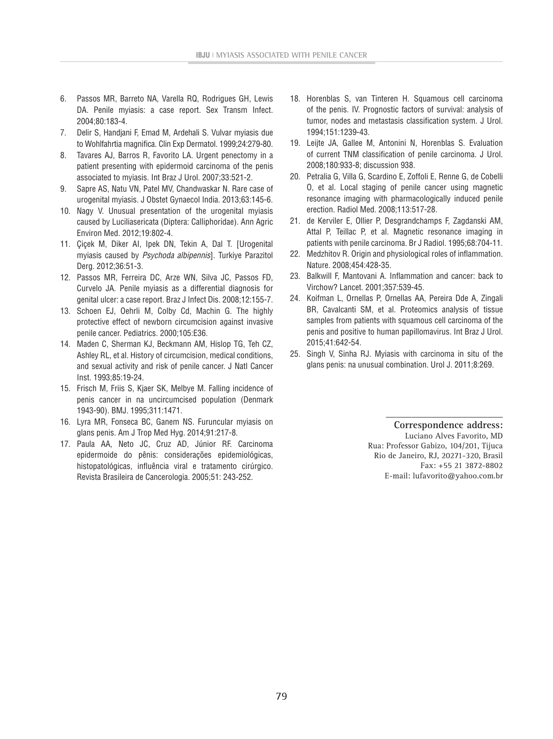6. Passos MR, Barreto NA, Varella RQ, Rodrigues GH, Lewis DA. Penile myiasis: a case report. Sex Transm Infect. 2004;80:183-4.
7. Delir S, Handjani F, Emad M, Ardehali S. Vulvar myiasis due to Wohlfahrtia magnifica. Clin Exp Dermatol. 1999;24:279-80.
8. Tavares AJ, Barros R, Favorito LA. Urgent penectomy in a patient presenting with epidermoid carcinoma of the penis associated to myiasis. Int Braz J Urol. 2007;33:521-2.
9. Sapre AS, Natu VN, Patel MV, Chandwaskar N. Rare case of urogenital myiasis. J Obstet Gynaecol India. 2013;63:145-6.
10. Nagy V. Unusual presentation of the urogenital myiasis caused by Luciliasericata (Diptera: Calliphoridae). Ann Agric Environ Med. 2012;19:802-4.
11. Çiçek M, Diker AI, Ipek DN, Tekin A, Dal T. [Urogenital myiasis caused by *Psychoda albipennis*]. Turkiye Parazitol Derg. 2012;36:51-3.
12. Passos MR, Ferreira DC, Arze WN, Silva JC, Passos FD, Curvelo JA. Penile myiasis as a differential diagnosis for genital ulcer: a case report. Braz J Infect Dis. 2008;12:155-7.
13. Schoen EJ, Oehrli M, Colby Cd, Machin G. The highly protective effect of newborn circumcision against invasive penile cancer. Pediatrics. 2000;105:E36.
14. Maden C, Sherman KJ, Beckmann AM, Hislop TG, Teh CZ, Ashley RL, et al. History of circumcision, medical conditions, and sexual activity and risk of penile cancer. J Natl Cancer Inst. 1993;85:19-24.
15. Frisch M, Friis S, Kjaer SK, Melbye M. Falling incidence of penis cancer in na uncircumcised population (Denmark 1943-90). BMJ. 1995;311:1471.
16. Lyra MR, Fonseca BC, Ganem NS. Furuncular myiasis on glans penis. Am J Trop Med Hyg. 2014;91:217-8.
17. Paula AA, Neto JC, Cruz AD, Júnior RF. Carcinoma epidermoide do pênis: considerações epidemiológicas, histopatológicas, influência viral e tratamento cirúrgico. Revista Brasileira de Cancerologia. 2005;51: 243-252.
18. Horenblas S, van Tinteren H. Squamous cell carcinoma of the penis. IV. Prognostic factors of survival: analysis of tumor, nodes and metastasis classification system. J Urol. 1994;151:1239-43.
19. Leijte JA, Gallee M, Antonini N, Horenblas S. Evaluation of current TNM classification of penile carcinoma. J Urol. 2008;180:933-8; discussion 938.
20. Petralia G, Villa G, Scardino E, Zoffoli E, Renne G, de Cobelli O, et al. Local staging of penile cancer using magnetic resonance imaging with pharmacologically induced penile erection. Radiol Med. 2008;113:517-28.
21. de Kerviler E, Ollier P, Desgrandchamps F, Zagdanski AM, Attal P, Teillac P, et al. Magnetic resonance imaging in patients with penile carcinoma. Br J Radiol. 1995;68:704-11.
22. Medzhitov R. Origin and physiological roles of inflammation. Nature. 2008;454:428-35.
23. Balkwill F, Mantovani A. Inflammation and cancer: back to Virchow? Lancet. 2001;357:539-45.
24. Koifman L, Ornellas P, Ornellas AA, Pereira Dde A, Zingali BR, Cavalcanti SM, et al. Proteomics analysis of tissue samples from patients with squamous cell carcinoma of the penis and positive to human papillomavirus. Int Braz J Urol. 2015;41:642-54.
25. Singh V, Sinha RJ. Myiasis with carcinoma in situ of the glans penis: na unusual combination. Urol J. 2011;8:269.

**Correspondence address:**

Luciano Alves Favorito, MD
Rua: Professor Gabizo, 104/201, Tijuca
Rio de Janeiro, RJ, 20271-320, Brasil
Fax: +55 21 3872-8802
E-mail: lufavorito@yahoo.com.br